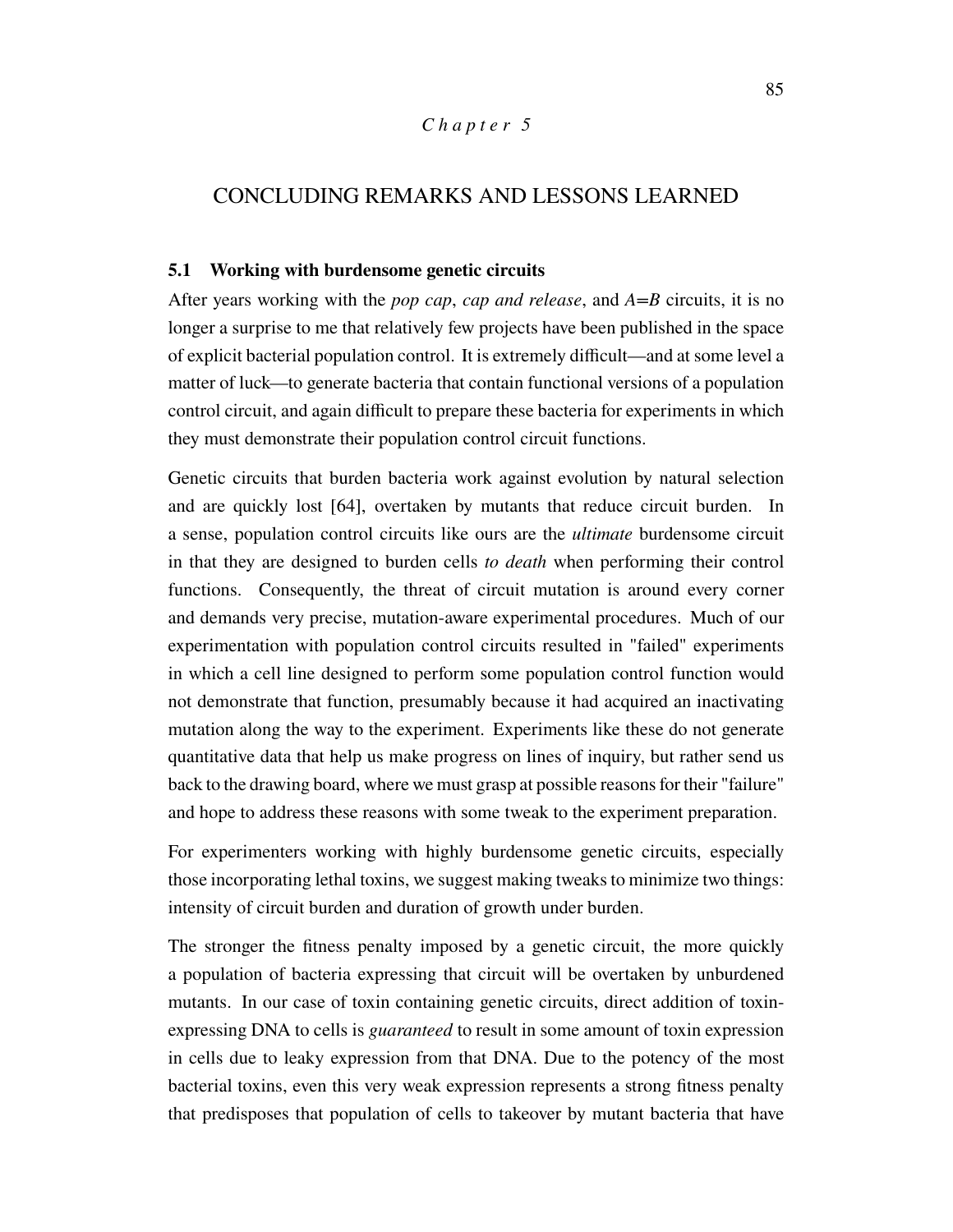*Chapter 5*

# CONCLUDING REMARKS AND LESSONS LEARNED

## 5.1 Working with burdensome genetic circuits

After years working with the *pop cap*, *cap and release*, and *A=B* circuits, it is no longer a surprise to me that relatively few projects have been published in the space of explicit bacterial population control. It is extremely difficult—and at some level a matter of luck—to generate bacteria that contain functional versions of a population control circuit, and again difficult to prepare these bacteria for experiments in which they must demonstrate their population control circuit functions.

Genetic circuits that burden bacteria work against evolution by natural selection and are quickly lost [64], overtaken by mutants that reduce circuit burden. In a sense, population control circuits like ours are the *ultimate* burdensome circuit in that they are designed to burden cells *to death* when performing their control functions. Consequently, the threat of circuit mutation is around every corner and demands very precise, mutation-aware experimental procedures. Much of our experimentation with population control circuits resulted in "failed" experiments in which a cell line designed to perform some population control function would not demonstrate that function, presumably because it had acquired an inactivating mutation along the way to the experiment. Experiments like these do not generate quantitative data that help us make progress on lines of inquiry, but rather send us back to the drawing board, where we must grasp at possible reasons for their "failure" and hope to address these reasons with some tweak to the experiment preparation.

For experimenters working with highly burdensome genetic circuits, especially those incorporating lethal toxins, we suggest making tweaks to minimize two things: intensity of circuit burden and duration of growth under burden.

The stronger the fitness penalty imposed by a genetic circuit, the more quickly a population of bacteria expressing that circuit will be overtaken by unburdened mutants. In our case of toxin containing genetic circuits, direct addition of toxin-expressing DNA to cells is *guaranteed* to result in some amount of toxin expression in cells due to leaky expression from that DNA. Due to the potency of the most bacterial toxins, even this very weak expression represents a strong fitness penalty that predisposes that population of cells to takeover by mutant bacteria that have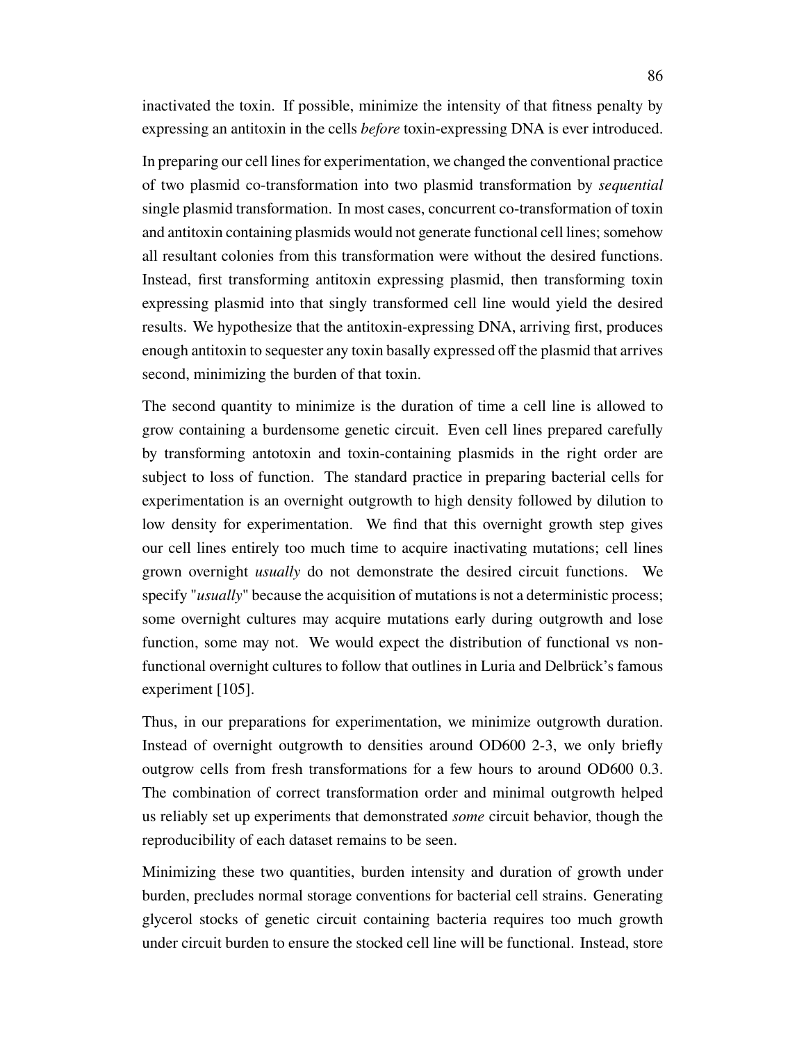inactivated the toxin. If possible, minimize the intensity of that fitness penalty by expressing an antitoxin in the cells *before* toxin-expressing DNA is ever introduced.

In preparing our cell lines for experimentation, we changed the conventional practice of two plasmid co-transformation into two plasmid transformation by *sequential* single plasmid transformation. In most cases, concurrent co-transformation of toxin and antitoxin containing plasmids would not generate functional cell lines; somehow all resultant colonies from this transformation were without the desired functions. Instead, first transforming antitoxin expressing plasmid, then transforming toxin expressing plasmid into that singly transformed cell line would yield the desired results. We hypothesize that the antitoxin-expressing DNA, arriving first, produces enough antitoxin to sequester any toxin basally expressed off the plasmid that arrives second, minimizing the burden of that toxin.

The second quantity to minimize is the duration of time a cell line is allowed to grow containing a burdensome genetic circuit. Even cell lines prepared carefully by transforming antotoxin and toxin-containing plasmids in the right order are subject to loss of function. The standard practice in preparing bacterial cells for experimentation is an overnight outgrowth to high density followed by dilution to low density for experimentation. We find that this overnight growth step gives our cell lines entirely too much time to acquire inactivating mutations; cell lines grown overnight *usually* do not demonstrate the desired circuit functions. We specify "*usually*" because the acquisition of mutations is not a deterministic process; some overnight cultures may acquire mutations early during outgrowth and lose function, some may not. We would expect the distribution of functional vs non-functional overnight cultures to follow that outlines in Luria and Delbrück's famous experiment [105].

Thus, in our preparations for experimentation, we minimize outgrowth duration. Instead of overnight outgrowth to densities around OD600 2-3, we only briefly outgrow cells from fresh transformations for a few hours to around OD600 0.3. The combination of correct transformation order and minimal outgrowth helped us reliably set up experiments that demonstrated *some* circuit behavior, though the reproducibility of each dataset remains to be seen.

Minimizing these two quantities, burden intensity and duration of growth under burden, precludes normal storage conventions for bacterial cell strains. Generating glycerol stocks of genetic circuit containing bacteria requires too much growth under circuit burden to ensure the stocked cell line will be functional. Instead, store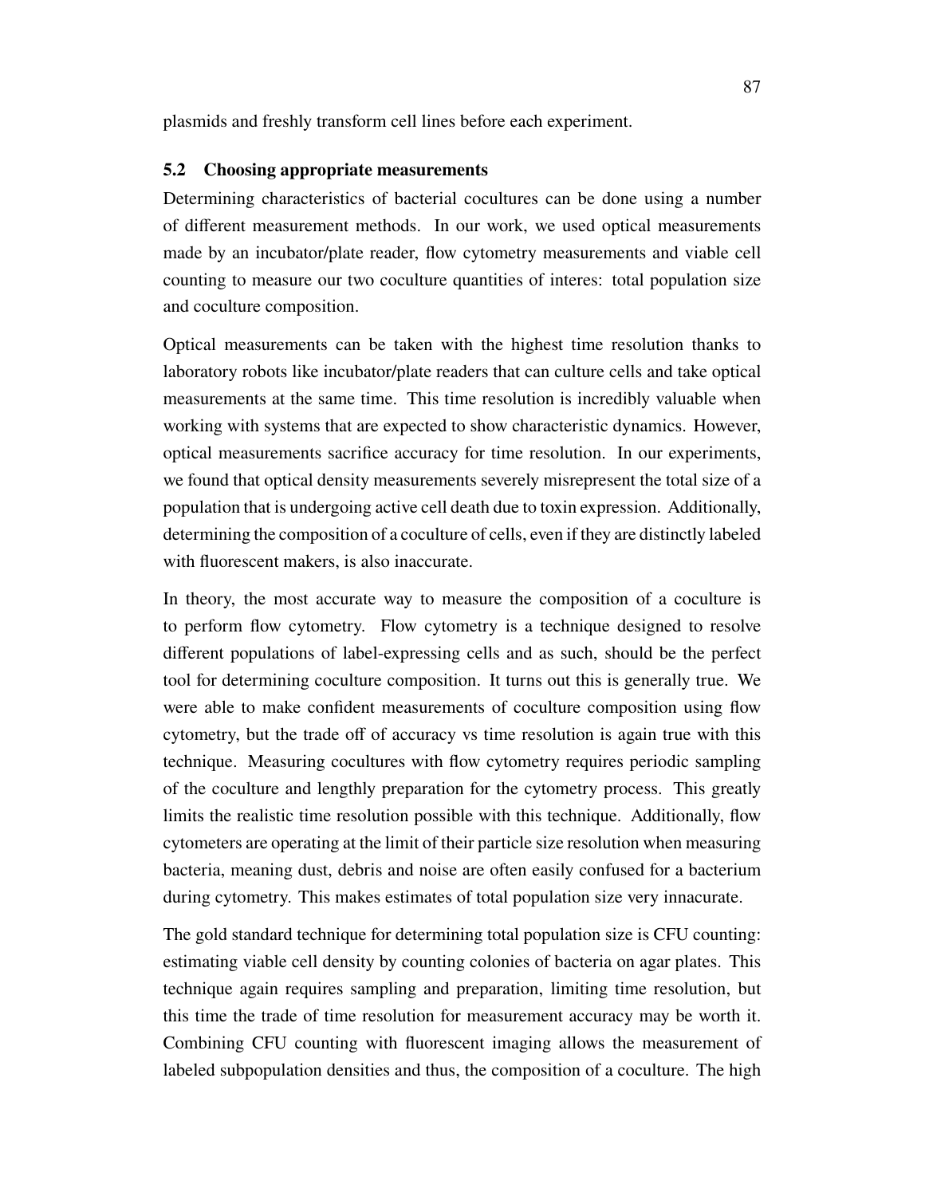plasmids and freshly transform cell lines before each experiment.

### 5.2 Choosing appropriate measurements

Determining characteristics of bacterial cocultures can be done using a number of different measurement methods. In our work, we used optical measurements made by an incubator/plate reader, flow cytometry measurements and viable cell counting to measure our two coculture quantities of interes: total population size and coculture composition.

Optical measurements can be taken with the highest time resolution thanks to laboratory robots like incubator/plate readers that can culture cells and take optical measurements at the same time. This time resolution is incredibly valuable when working with systems that are expected to show characteristic dynamics. However, optical measurements sacrifice accuracy for time resolution. In our experiments, we found that optical density measurements severely misrepresent the total size of a population that is undergoing active cell death due to toxin expression. Additionally, determining the composition of a coculture of cells, even if they are distinctly labeled with fluorescent makers, is also inaccurate.

In theory, the most accurate way to measure the composition of a coculture is to perform flow cytometry. Flow cytometry is a technique designed to resolve different populations of label-expressing cells and as such, should be the perfect tool for determining coculture composition. It turns out this is generally true. We were able to make confident measurements of coculture composition using flow cytometry, but the trade off of accuracy vs time resolution is again true with this technique. Measuring cocultures with flow cytometry requires periodic sampling of the coculture and lengthly preparation for the cytometry process. This greatly limits the realistic time resolution possible with this technique. Additionally, flow cytometers are operating at the limit of their particle size resolution when measuring bacteria, meaning dust, debris and noise are often easily confused for a bacterium during cytometry. This makes estimates of total population size very innacurate.

The gold standard technique for determining total population size is CFU counting: estimating viable cell density by counting colonies of bacteria on agar plates. This technique again requires sampling and preparation, limiting time resolution, but this time the trade of time resolution for measurement accuracy may be worth it. Combining CFU counting with fluorescent imaging allows the measurement of labeled subpopulation densities and thus, the composition of a coculture. The high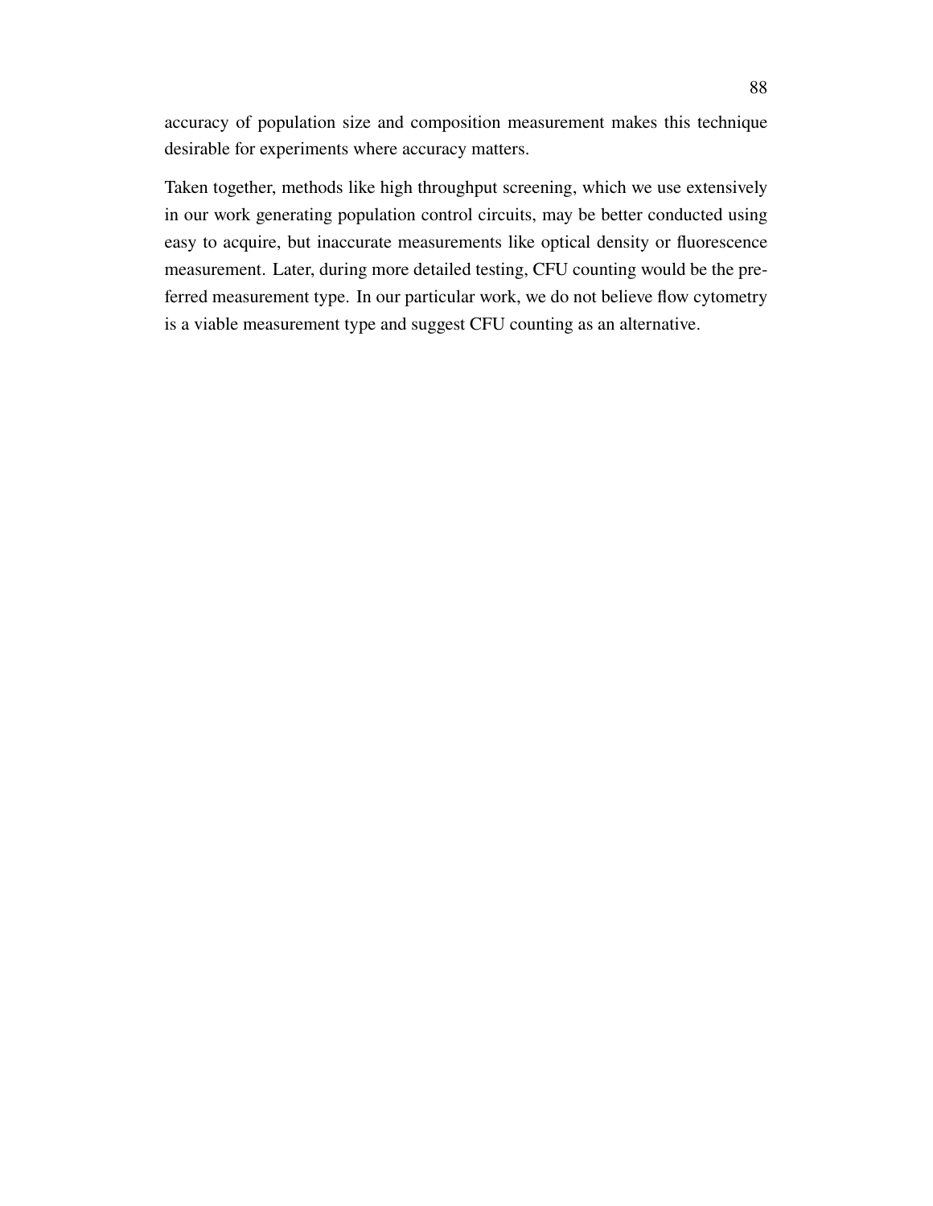accuracy of population size and composition measurement makes this technique desirable for experiments where accuracy matters.

Taken together, methods like high throughput screening, which we use extensively in our work generating population control circuits, may be better conducted using easy to acquire, but inaccurate measurements like optical density or fluorescence measurement. Later, during more detailed testing, CFU counting would be the preferred measurement type. In our particular work, we do not believe flow cytometry is a viable measurement type and suggest CFU counting as an alternative.